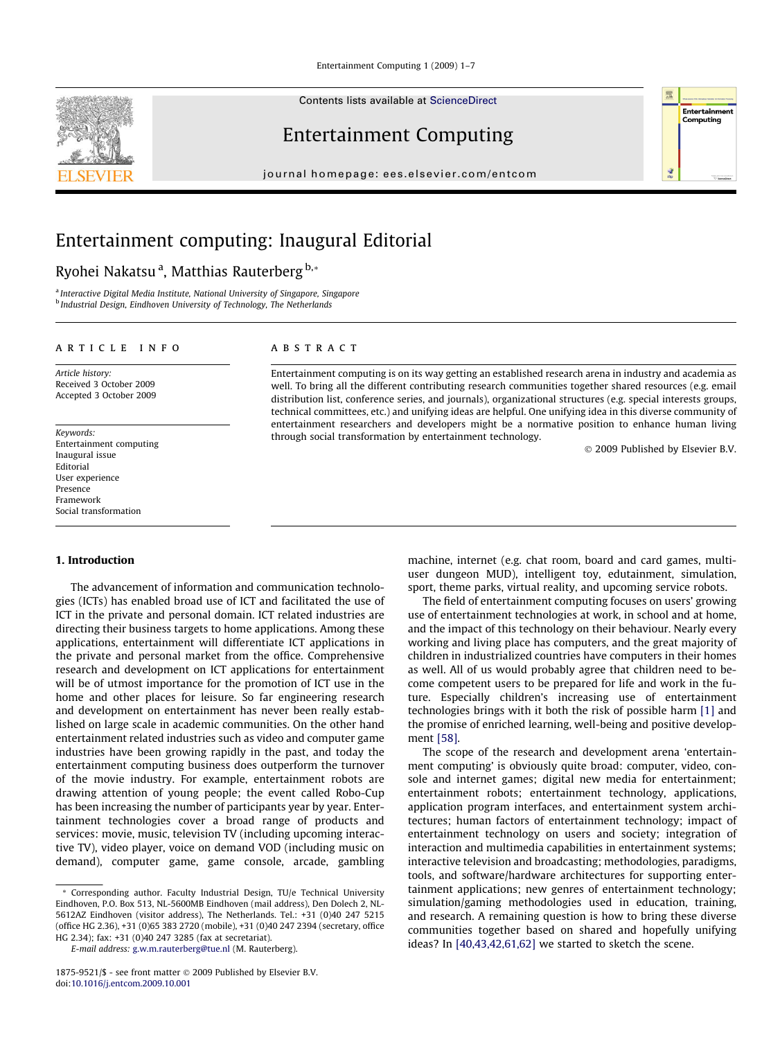# Entertainment computing: Inaugural Editorial

Ryohei Nakatsu [a], Matthias Rauterberg [b,*]

[a] Interactive Digital Media Institute, National University of Singapore, Singapore
[b] Industrial Design, Eindhoven University of Technology, The Netherlands

## ARTICLE INFO

*Article history:*
Received 3 October 2009
Accepted 3 October 2009

*Keywords:*
Entertainment computing
Inaugural issue
Editorial
User experience
Presence
Framework
Social transformation

## ABSTRACT

Entertainment computing is on its way getting an established research arena in industry and academia as well. To bring all the different contributing research communities together shared resources (e.g. email distribution list, conference series, and journals), organizational structures (e.g. special interests groups, technical committees, etc.) and unifying ideas are helpful. One unifying idea in this diverse community of entertainment researchers and developers might be a normative position to enhance human living through social transformation by entertainment technology.

© 2009 Published by Elsevier B.V.

## 1. Introduction

The advancement of information and communication technologies (ICTs) has enabled broad use of ICT and facilitated the use of ICT in the private and personal domain. ICT related industries are directing their business targets to home applications. Among these applications, entertainment will differentiate ICT applications in the private and personal market from the office. Comprehensive research and development on ICT applications for entertainment will be of utmost importance for the promotion of ICT use in the home and other places for leisure. So far engineering research and development on entertainment has never been really established on large scale in academic communities. On the other hand entertainment related industries such as video and computer game industries have been growing rapidly in the past, and today the entertainment computing business does outperform the turnover of the movie industry. For example, entertainment robots are drawing attention of young people; the event called Robo-Cup has been increasing the number of participants year by year. Entertainment technologies cover a broad range of products and services: movie, music, television TV (including upcoming interactive TV), video player, voice on demand VOD (including music on demand), computer game, game console, arcade, gambling machine, internet (e.g. chat room, board and card games, multiuser dungeon MUD), intelligent toy, edutainment, simulation, sport, theme parks, virtual reality, and upcoming service robots.

The field of entertainment computing focuses on users' growing use of entertainment technologies at work, in school and at home, and the impact of this technology on their behaviour. Nearly every working and living place has computers, and the great majority of children in industrialized countries have computers in their homes as well. All of us would probably agree that children need to become competent users to be prepared for life and work in the future. Especially children's increasing use of entertainment technologies brings with it both the risk of possible harm [1] and the promise of enriched learning, well-being and positive development [58].

The scope of the research and development arena 'entertainment computing' is obviously quite broad: computer, video, console and internet games; digital new media for entertainment; entertainment robots; entertainment technology, applications, application program interfaces, and entertainment system architectures; human factors of entertainment technology; impact of entertainment technology on users and society; integration of interaction and multimedia capabilities in entertainment systems; interactive television and broadcasting; methodologies, paradigms, tools, and software/hardware architectures for supporting entertainment applications; new genres of entertainment technology; simulation/gaming methodologies used in education, training, and research. A remaining question is how to bring these diverse communities together based on shared and hopefully unifying ideas? In [40,43,42,61,62] we started to sketch the scene.

---

\* Corresponding author. Faculty Industrial Design, TU/e Technical University Eindhoven, P.O. Box 513, NL-5600MB Eindhoven (mail address), Den Dolech 2, NL-5612AZ Eindhoven (visitor address), The Netherlands. Tel.: +31 (0)40 247 5215 (office HG 2.36), +31 (0)65 383 2720 (mobile), +31 (0)40 247 2394 (secretary, office HG 2.34); fax: +31 (0)40 247 3285 (fax at secretariat).

*E-mail address:* g.w.m.rauterberg@tue.nl (M. Rauterberg).

1875-9521/$ - see front matter © 2009 Published by Elsevier B.V.
doi:10.1016/j.entcom.2009.10.001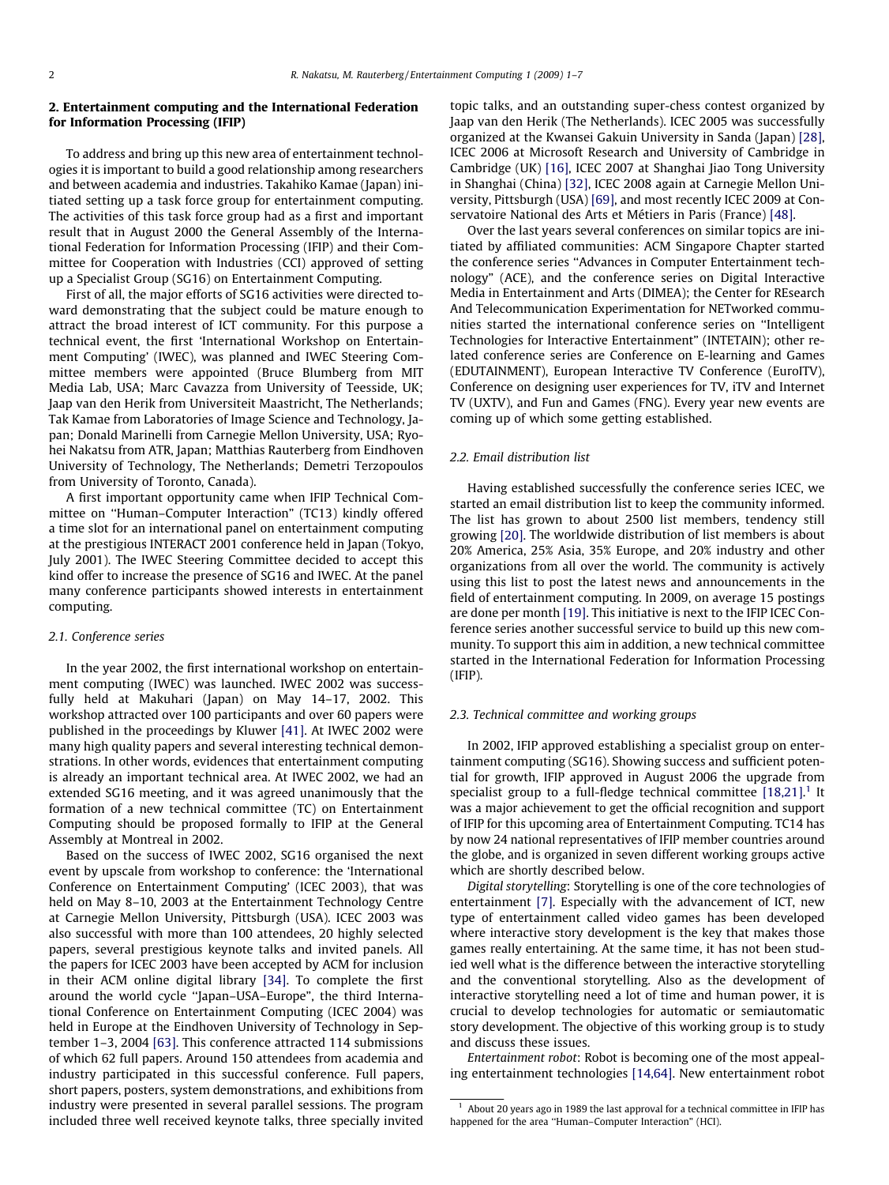## 2. Entertainment computing and the International Federation for Information Processing (IFIP)

To address and bring up this new area of entertainment technologies it is important to build a good relationship among researchers and between academia and industries. Takahiko Kamae (Japan) initiated setting up a task force group for entertainment computing. The activities of this task force group had as a first and important result that in August 2000 the General Assembly of the International Federation for Information Processing (IFIP) and their Committee for Cooperation with Industries (CCI) approved of setting up a Specialist Group (SG16) on Entertainment Computing.

First of all, the major efforts of SG16 activities were directed toward demonstrating that the subject could be mature enough to attract the broad interest of ICT community. For this purpose a technical event, the first 'International Workshop on Entertainment Computing' (IWEC), was planned and IWEC Steering Committee members were appointed (Bruce Blumberg from MIT Media Lab, USA; Marc Cavazza from University of Teesside, UK; Jaap van den Herik from Universiteit Maastricht, The Netherlands; Tak Kamae from Laboratories of Image Science and Technology, Japan; Donald Marinelli from Carnegie Mellon University, USA; Ryohei Nakatsu from ATR, Japan; Matthias Rauterberg from Eindhoven University of Technology, The Netherlands; Demetri Terzopoulos from University of Toronto, Canada).

A first important opportunity came when IFIP Technical Committee on "Human–Computer Interaction" (TC13) kindly offered a time slot for an international panel on entertainment computing at the prestigious INTERACT 2001 conference held in Japan (Tokyo, July 2001). The IWEC Steering Committee decided to accept this kind offer to increase the presence of SG16 and IWEC. At the panel many conference participants showed interests in entertainment computing.

### 2.1. Conference series

In the year 2002, the first international workshop on entertainment computing (IWEC) was launched. IWEC 2002 was successfully held at Makuhari (Japan) on May 14–17, 2002. This workshop attracted over 100 participants and over 60 papers were published in the proceedings by Kluwer [41]. At IWEC 2002 were many high quality papers and several interesting technical demonstrations. In other words, evidences that entertainment computing is already an important technical area. At IWEC 2002, we had an extended SG16 meeting, and it was agreed unanimously that the formation of a new technical committee (TC) on Entertainment Computing should be proposed formally to IFIP at the General Assembly at Montreal in 2002.

Based on the success of IWEC 2002, SG16 organised the next event by upscale from workshop to conference: the 'International Conference on Entertainment Computing' (ICEC 2003), that was held on May 8–10, 2003 at the Entertainment Technology Centre at Carnegie Mellon University, Pittsburgh (USA). ICEC 2003 was also successful with more than 100 attendees, 20 highly selected papers, several prestigious keynote talks and invited panels. All the papers for ICEC 2003 have been accepted by ACM for inclusion in their ACM online digital library [34]. To complete the first around the world cycle "Japan–USA–Europe", the third International Conference on Entertainment Computing (ICEC 2004) was held in Europe at the Eindhoven University of Technology in September 1–3, 2004 [63]. This conference attracted 114 submissions of which 62 full papers. Around 150 attendees from academia and industry participated in this successful conference. Full papers, short papers, posters, system demonstrations, and exhibitions from industry were presented in several parallel sessions. The program included three well received keynote talks, three specially invited topic talks, and an outstanding super-chess contest organized by Jaap van den Herik (The Netherlands). ICEC 2005 was successfully organized at the Kwansei Gakuin University in Sanda (Japan) [28], ICEC 2006 at Microsoft Research and University of Cambridge in Cambridge (UK) [16], ICEC 2007 at Shanghai Jiao Tong University in Shanghai (China) [32], ICEC 2008 again at Carnegie Mellon University, Pittsburgh (USA) [69], and most recently ICEC 2009 at Conservatoire National des Arts et Métiers in Paris (France) [48].

Over the last years several conferences on similar topics are initiated by affiliated communities: ACM Singapore Chapter started the conference series "Advances in Computer Entertainment technology" (ACE), and the conference series on Digital Interactive Media in Entertainment and Arts (DIMEA); the Center for REsearch And Telecommunication Experimentation for NETworked communities started the international conference series on "Intelligent Technologies for Interactive Entertainment" (INTETAIN); other related conference series are Conference on E-learning and Games (EDUTAINMENT), European Interactive TV Conference (EuroITV), Conference on designing user experiences for TV, iTV and Internet TV (UXTV), and Fun and Games (FNG). Every year new events are coming up of which some getting established.

### 2.2. Email distribution list

Having established successfully the conference series ICEC, we started an email distribution list to keep the community informed. The list has grown to about 2500 list members, tendency still growing [20]. The worldwide distribution of list members is about 20% America, 25% Asia, 35% Europe, and 20% industry and other organizations from all over the world. The community is actively using this list to post the latest news and announcements in the field of entertainment computing. In 2009, on average 15 postings are done per month [19]. This initiative is next to the IFIP ICEC Conference series another successful service to build up this new community. To support this aim in addition, a new technical committee started in the International Federation for Information Processing (IFIP).

### 2.3. Technical committee and working groups

In 2002, IFIP approved establishing a specialist group on entertainment computing (SG16). Showing success and sufficient potential for growth, IFIP approved in August 2006 the upgrade from specialist group to a full-fledge technical committee [18,21].[1] It was a major achievement to get the official recognition and support of IFIP for this upcoming area of Entertainment Computing. TC14 has by now 24 national representatives of IFIP member countries around the globe, and is organized in seven different working groups active which are shortly described below.

*Digital storytelling*: Storytelling is one of the core technologies of entertainment [7]. Especially with the advancement of ICT, new type of entertainment called video games has been developed where interactive story development is the key that makes those games really entertaining. At the same time, it has not been studied well what is the difference between the interactive storytelling and the conventional storytelling. Also as the development of interactive storytelling need a lot of time and human power, it is crucial to develop technologies for automatic or semiautomatic story development. The objective of this working group is to study and discuss these issues.

*Entertainment robot*: Robot is becoming one of the most appealing entertainment technologies [14,64]. New entertainment robot

[1] About 20 years ago in 1989 the last approval for a technical committee in IFIP has happened for the area "Human–Computer Interaction" (HCI).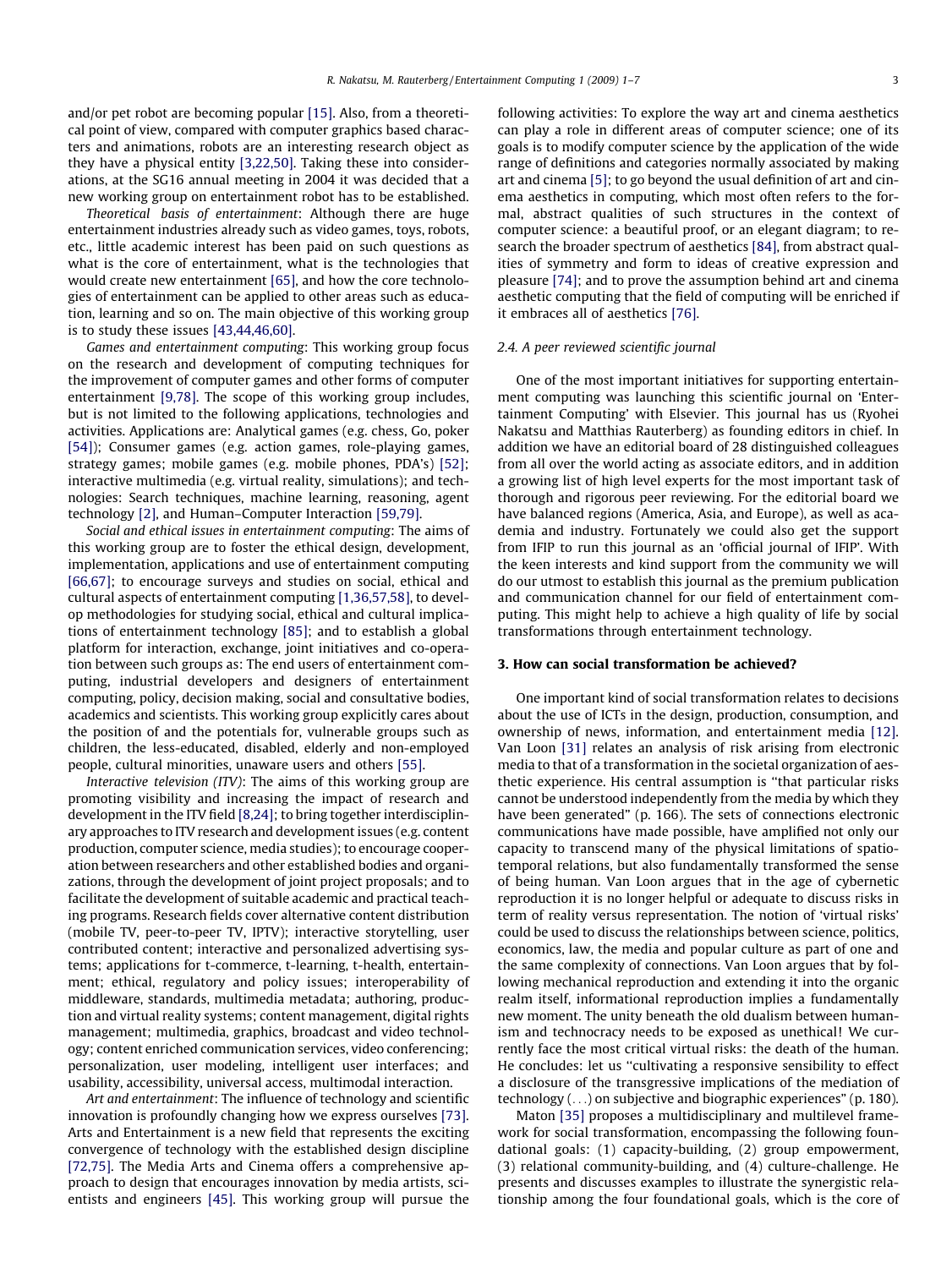and/or pet robot are becoming popular [15]. Also, from a theoretical point of view, compared with computer graphics based characters and animations, robots are an interesting research object as they have a physical entity [3,22,50]. Taking these into considerations, at the SG16 annual meeting in 2004 it was decided that a new working group on entertainment robot has to be established.

*Theoretical basis of entertainment*: Although there are huge entertainment industries already such as video games, toys, robots, etc., little academic interest has been paid on such questions as what is the core of entertainment, what is the technologies that would create new entertainment [65], and how the core technologies of entertainment can be applied to other areas such as education, learning and so on. The main objective of this working group is to study these issues [43,44,46,60].

*Games and entertainment computing*: This working group focus on the research and development of computing techniques for the improvement of computer games and other forms of computer entertainment [9,78]. The scope of this working group includes, but is not limited to the following applications, technologies and activities. Applications are: Analytical games (e.g. chess, Go, poker [54]); Consumer games (e.g. action games, role-playing games, strategy games; mobile games (e.g. mobile phones, PDA's) [52]; interactive multimedia (e.g. virtual reality, simulations); and technologies: Search techniques, machine learning, reasoning, agent technology [2], and Human–Computer Interaction [59,79].

*Social and ethical issues in entertainment computing*: The aims of this working group are to foster the ethical design, development, implementation, applications and use of entertainment computing [66,67]; to encourage surveys and studies on social, ethical and cultural aspects of entertainment computing [1,36,57,58], to develop methodologies for studying social, ethical and cultural implications of entertainment technology [85]; and to establish a global platform for interaction, exchange, joint initiatives and co-operation between such groups as: The end users of entertainment computing, industrial developers and designers of entertainment computing, policy, decision making, social and consultative bodies, academics and scientists. This working group explicitly cares about the position of and the potentials for, vulnerable groups such as children, the less-educated, disabled, elderly and non-employed people, cultural minorities, unaware users and others [55].

*Interactive television (ITV)*: The aims of this working group are promoting visibility and increasing the impact of research and development in the ITV field [8,24]; to bring together interdisciplinary approaches to ITV research and development issues (e.g. content production, computer science, media studies); to encourage cooperation between researchers and other established bodies and organizations, through the development of joint project proposals; and to facilitate the development of suitable academic and practical teaching programs. Research fields cover alternative content distribution (mobile TV, peer-to-peer TV, IPTV); interactive storytelling, user contributed content; interactive and personalized advertising systems; applications for t-commerce, t-learning, t-health, entertainment; ethical, regulatory and policy issues; interoperability of middleware, standards, multimedia metadata; authoring, production and virtual reality systems; content management, digital rights management; multimedia, graphics, broadcast and video technology; content enriched communication services, video conferencing; personalization, user modeling, intelligent user interfaces; and usability, accessibility, universal access, multimodal interaction.

*Art and entertainment*: The influence of technology and scientific innovation is profoundly changing how we express ourselves [73]. Arts and Entertainment is a new field that represents the exciting convergence of technology with the established design discipline [72,75]. The Media Arts and Cinema offers a comprehensive approach to design that encourages innovation by media artists, scientists and engineers [45]. This working group will pursue the following activities: To explore the way art and cinema aesthetics can play a role in different areas of computer science; one of its goals is to modify computer science by the application of the wide range of definitions and categories normally associated by making art and cinema [5]; to go beyond the usual definition of art and cinema aesthetics in computing, which most often refers to the formal, abstract qualities of such structures in the context of computer science: a beautiful proof, or an elegant diagram; to research the broader spectrum of aesthetics [84], from abstract qualities of symmetry and form to ideas of creative expression and pleasure [74]; and to prove the assumption behind art and cinema aesthetic computing that the field of computing will be enriched if it embraces all of aesthetics [76].

### 2.4. A peer reviewed scientific journal

One of the most important initiatives for supporting entertainment computing was launching this scientific journal on 'Entertainment Computing' with Elsevier. This journal has us (Ryohei Nakatsu and Matthias Rauterberg) as founding editors in chief. In addition we have an editorial board of 28 distinguished colleagues from all over the world acting as associate editors, and in addition a growing list of high level experts for the most important task of thorough and rigorous peer reviewing. For the editorial board we have balanced regions (America, Asia, and Europe), as well as academia and industry. Fortunately we could also get the support from IFIP to run this journal as an 'official journal of IFIP'. With the keen interests and kind support from the community we will do our utmost to establish this journal as the premium publication and communication channel for our field of entertainment computing. This might help to achieve a high quality of life by social transformations through entertainment technology.

## 3. How can social transformation be achieved?

One important kind of social transformation relates to decisions about the use of ICTs in the design, production, consumption, and ownership of news, information, and entertainment media [12]. Van Loon [31] relates an analysis of risk arising from electronic media to that of a transformation in the societal organization of aesthetic experience. His central assumption is "that particular risks cannot be understood independently from the media by which they have been generated" (p. 166). The sets of connections electronic communications have made possible, have amplified not only our capacity to transcend many of the physical limitations of spatio-temporal relations, but also fundamentally transformed the sense of being human. Van Loon argues that in the age of cybernetic reproduction it is no longer helpful or adequate to discuss risks in term of reality versus representation. The notion of 'virtual risks' could be used to discuss the relationships between science, politics, economics, law, the media and popular culture as part of one and the same complexity of connections. Van Loon argues that by following mechanical reproduction and extending it into the organic realm itself, informational reproduction implies a fundamentally new moment. The unity beneath the old dualism between humanism and technocracy needs to be exposed as unethical! We currently face the most critical virtual risks: the death of the human. He concludes: let us "cultivating a responsive sensibility to effect a disclosure of the transgressive implications of the mediation of technology (...) on subjective and biographic experiences" (p. 180).

Maton [35] proposes a multidisciplinary and multilevel framework for social transformation, encompassing the following foundational goals: (1) capacity-building, (2) group empowerment, (3) relational community-building, and (4) culture-challenge. He presents and discusses examples to illustrate the synergistic relationship among the four foundational goals, which is the core of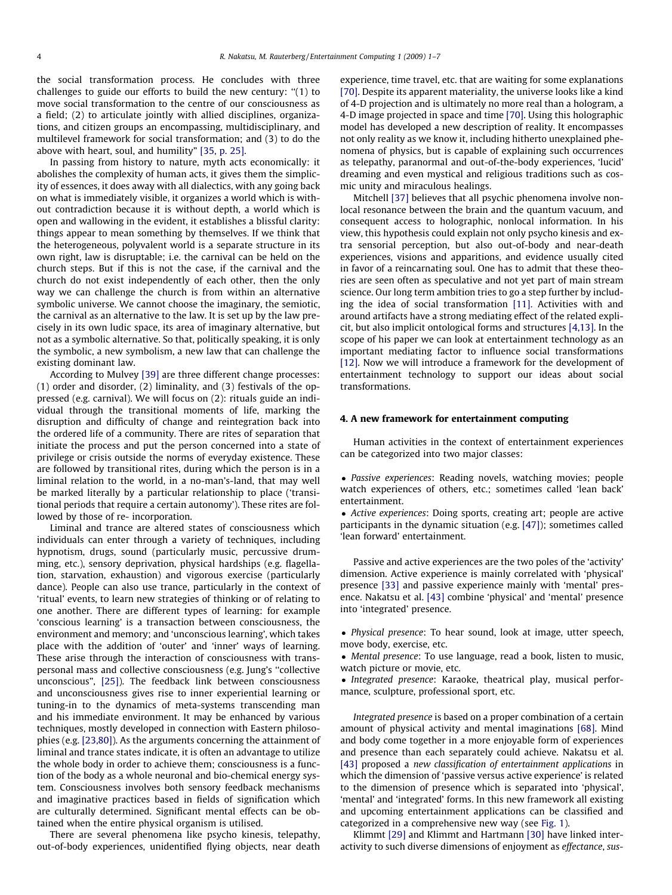the social transformation process. He concludes with three challenges to guide our efforts to build the new century: "(1) to move social transformation to the centre of our consciousness as a field; (2) to articulate jointly with allied disciplines, organizations, and citizen groups an encompassing, multidisciplinary, and multilevel framework for social transformation; and (3) to do the above with heart, soul, and humility" [35, p. 25].

In passing from history to nature, myth acts economically: it abolishes the complexity of human acts, it gives them the simplicity of essences, it does away with all dialectics, with any going back on what is immediately visible, it organizes a world which is without contradiction because it is without depth, a world which is open and wallowing in the evident, it establishes a blissful clarity: things appear to mean something by themselves. If we think that the heterogeneous, polyvalent world is a separate structure in its own right, law is disruptable; i.e. the carnival can be held on the church steps. But if this is not the case, if the carnival and the church do not exist independently of each other, then the only way we can challenge the church is from within an alternative symbolic universe. We cannot choose the imaginary, the semiotic, the carnival as an alternative to the law. It is set up by the law precisely in its own ludic space, its area of imaginary alternative, but not as a symbolic alternative. So that, politically speaking, it is only the symbolic, a new symbolism, a new law that can challenge the existing dominant law.

According to Mulvey [39] are three different change processes: (1) order and disorder, (2) liminality, and (3) festivals of the oppressed (e.g. carnival). We will focus on (2): rituals guide an individual through the transitional moments of life, marking the disruption and difficulty of change and reintegration back into the ordered life of a community. There are rites of separation that initiate the process and put the person concerned into a state of privilege or crisis outside the norms of everyday existence. These are followed by transitional rites, during which the person is in a liminal relation to the world, in a no-man's-land, that may well be marked literally by a particular relationship to place ('transitional periods that require a certain autonomy'). These rites are followed by those of re- incorporation.

Liminal and trance are altered states of consciousness which individuals can enter through a variety of techniques, including hypnotism, drugs, sound (particularly music, percussive drumming, etc.), sensory deprivation, physical hardships (e.g. flagellation, starvation, exhaustion) and vigorous exercise (particularly dance). People can also use trance, particularly in the context of 'ritual' events, to learn new strategies of thinking or of relating to one another. There are different types of learning: for example 'conscious learning' is a transaction between consciousness, the environment and memory; and 'unconscious learning', which takes place with the addition of 'outer' and 'inner' ways of learning. These arise through the interaction of consciousness with transpersonal mass and collective consciousness (e.g. Jung's "collective unconscious", [25]). The feedback link between consciousness and unconsciousness gives rise to inner experiential learning or tuning-in to the dynamics of meta-systems transcending man and his immediate environment. It may be enhanced by various techniques, mostly developed in connection with Eastern philosophies (e.g. [23,80]). As the arguments concerning the attainment of liminal and trance states indicate, it is often an advantage to utilize the whole body in order to achieve them; consciousness is a function of the body as a whole neuronal and bio-chemical energy system. Consciousness involves both sensory feedback mechanisms and imaginative practices based in fields of signification which are culturally determined. Significant mental effects can be obtained when the entire physical organism is utilised.

There are several phenomena like psycho kinesis, telepathy, out-of-body experiences, unidentified flying objects, near death experience, time travel, etc. that are waiting for some explanations [70]. Despite its apparent materiality, the universe looks like a kind of 4-D projection and is ultimately no more real than a hologram, a 4-D image projected in space and time [70]. Using this holographic model has developed a new description of reality. It encompasses not only reality as we know it, including hitherto unexplained phenomena of physics, but is capable of explaining such occurrences as telepathy, paranormal and out-of-the-body experiences, 'lucid' dreaming and even mystical and religious traditions such as cosmic unity and miraculous healings.

Mitchell [37] believes that all psychic phenomena involve nonlocal resonance between the brain and the quantum vacuum, and consequent access to holographic, nonlocal information. In his view, this hypothesis could explain not only psycho kinesis and extra sensorial perception, but also out-of-body and near-death experiences, visions and apparitions, and evidence usually cited in favor of a reincarnating soul. One has to admit that these theories are seen often as speculative and not yet part of main stream science. Our long term ambition tries to go a step further by including the idea of social transformation [11]. Activities with and around artifacts have a strong mediating effect of the related explicit, but also implicit ontological forms and structures [4,13]. In the scope of his paper we can look at entertainment technology as an important mediating factor to influence social transformations [12]. Now we will introduce a framework for the development of entertainment technology to support our ideas about social transformations.

## 4. A new framework for entertainment computing

Human activities in the context of entertainment experiences can be categorized into two major classes:

- *Passive experiences*: Reading novels, watching movies; people watch experiences of others, etc.; sometimes called 'lean back' entertainment.
- *Active experiences*: Doing sports, creating art; people are active participants in the dynamic situation (e.g. [47]); sometimes called 'lean forward' entertainment.

Passive and active experiences are the two poles of the 'activity' dimension. Active experience is mainly correlated with 'physical' presence [33] and passive experience mainly with 'mental' presence. Nakatsu et al. [43] combine 'physical' and 'mental' presence into 'integrated' presence.

- *Physical presence*: To hear sound, look at image, utter speech, move body, exercise, etc.
- *Mental presence*: To use language, read a book, listen to music, watch picture or movie, etc.
- *Integrated presence*: Karaoke, theatrical play, musical performance, sculpture, professional sport, etc.

*Integrated presence* is based on a proper combination of a certain amount of physical activity and mental imaginations [68]. Mind and body come together in a more enjoyable form of experiences and presence than each separately could achieve. Nakatsu et al. [43] proposed a *new classification of entertainment applications* in which the dimension of 'passive versus active experience' is related to the dimension of presence which is separated into 'physical', 'mental' and 'integrated' forms. In this new framework all existing and upcoming entertainment applications can be classified and categorized in a comprehensive new way (see Fig. 1).

Klimmt [29] and Klimmt and Hartmann [30] have linked interactivity to such diverse dimensions of enjoyment as *effectance*, *sus-*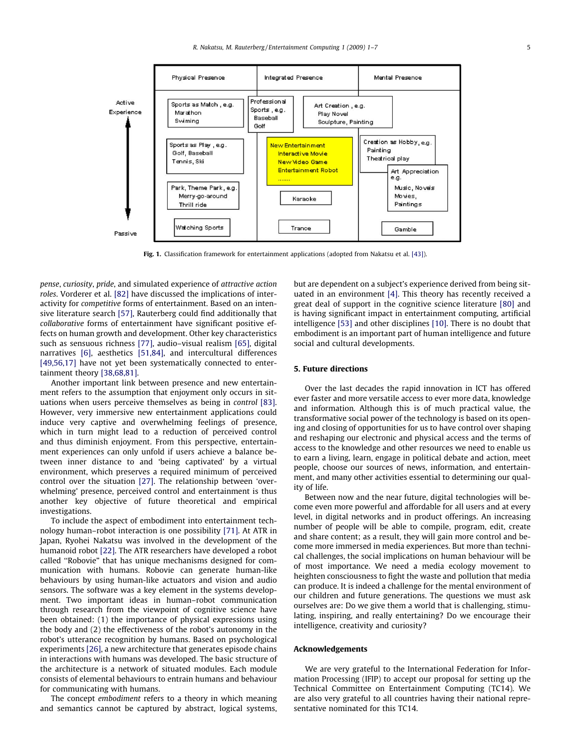**Fig. 1.** Classification framework for entertainment applications (adopted from Nakatsu et al. [43]).

*pense*, *curiosity*, *pride*, and simulated experience of *attractive action roles*. Vorderer et al. [82] have discussed the implications of interactivity for *competitive* forms of entertainment. Based on an intensive literature search [57], Rauterberg could find additionally that *collaborative* forms of entertainment have significant positive effects on human growth and development. Other key characteristics such as sensuous richness [77], audio–visual realism [65], digital narratives [6], aesthetics [51,84], and intercultural differences [49,56,17] have not yet been systematically connected to entertainment theory [38,68,81].

Another important link between presence and new entertainment refers to the assumption that enjoyment only occurs in situations when users perceive themselves as being in *control* [83]. However, very immersive new entertainment applications could induce very captive and overwhelming feelings of presence, which in turn might lead to a reduction of perceived control and thus diminish enjoyment. From this perspective, entertainment experiences can only unfold if users achieve a balance between inner distance to and 'being captivated' by a virtual environment, which preserves a required minimum of perceived control over the situation [27]. The relationship between 'overwhelming' presence, perceived control and entertainment is thus another key objective of future theoretical and empirical investigations.

To include the aspect of embodiment into entertainment technology human–robot interaction is one possibility [71]. At ATR in Japan, Ryohei Nakatsu was involved in the development of the humanoid robot [22]. The ATR researchers have developed a robot called ''Robovie'' that has unique mechanisms designed for communication with humans. Robovie can generate human-like behaviours by using human-like actuators and vision and audio sensors. The software was a key element in the systems development. Two important ideas in human–robot communication through research from the viewpoint of cognitive science have been obtained: (1) the importance of physical expressions using the body and (2) the effectiveness of the robot's autonomy in the robot's utterance recognition by humans. Based on psychological experiments [26], a new architecture that generates episode chains in interactions with humans was developed. The basic structure of the architecture is a network of situated modules. Each module consists of elemental behaviours to entrain humans and behaviour for communicating with humans.

The concept *embodiment* refers to a theory in which meaning and semantics cannot be captured by abstract, logical systems, but are dependent on a subject's experience derived from being situated in an environment [4]. This theory has recently received a great deal of support in the cognitive science literature [80] and is having significant impact in entertainment computing, artificial intelligence [53] and other disciplines [10]. There is no doubt that embodiment is an important part of human intelligence and future social and cultural developments.

## 5. Future directions

Over the last decades the rapid innovation in ICT has offered ever faster and more versatile access to ever more data, knowledge and information. Although this is of much practical value, the transformative social power of the technology is based on its opening and closing of opportunities for us to have control over shaping and reshaping our electronic and physical access and the terms of access to the knowledge and other resources we need to enable us to earn a living, learn, engage in political debate and action, meet people, choose our sources of news, information, and entertainment, and many other activities essential to determining our quality of life.

Between now and the near future, digital technologies will become even more powerful and affordable for all users and at every level, in digital networks and in product offerings. An increasing number of people will be able to compile, program, edit, create and share content; as a result, they will gain more control and become more immersed in media experiences. But more than technical challenges, the social implications on human behaviour will be of most importance. We need a media ecology movement to heighten consciousness to fight the waste and pollution that media can produce. It is indeed a challenge for the mental environment of our children and future generations. The questions we must ask ourselves are: Do we give them a world that is challenging, stimulating, inspiring, and really entertaining? Do we encourage their intelligence, creativity and curiosity?

## Acknowledgements

We are very grateful to the International Federation for Information Processing (IFIP) to accept our proposal for setting up the Technical Committee on Entertainment Computing (TC14). We are also very grateful to all countries having their national representative nominated for this TC14.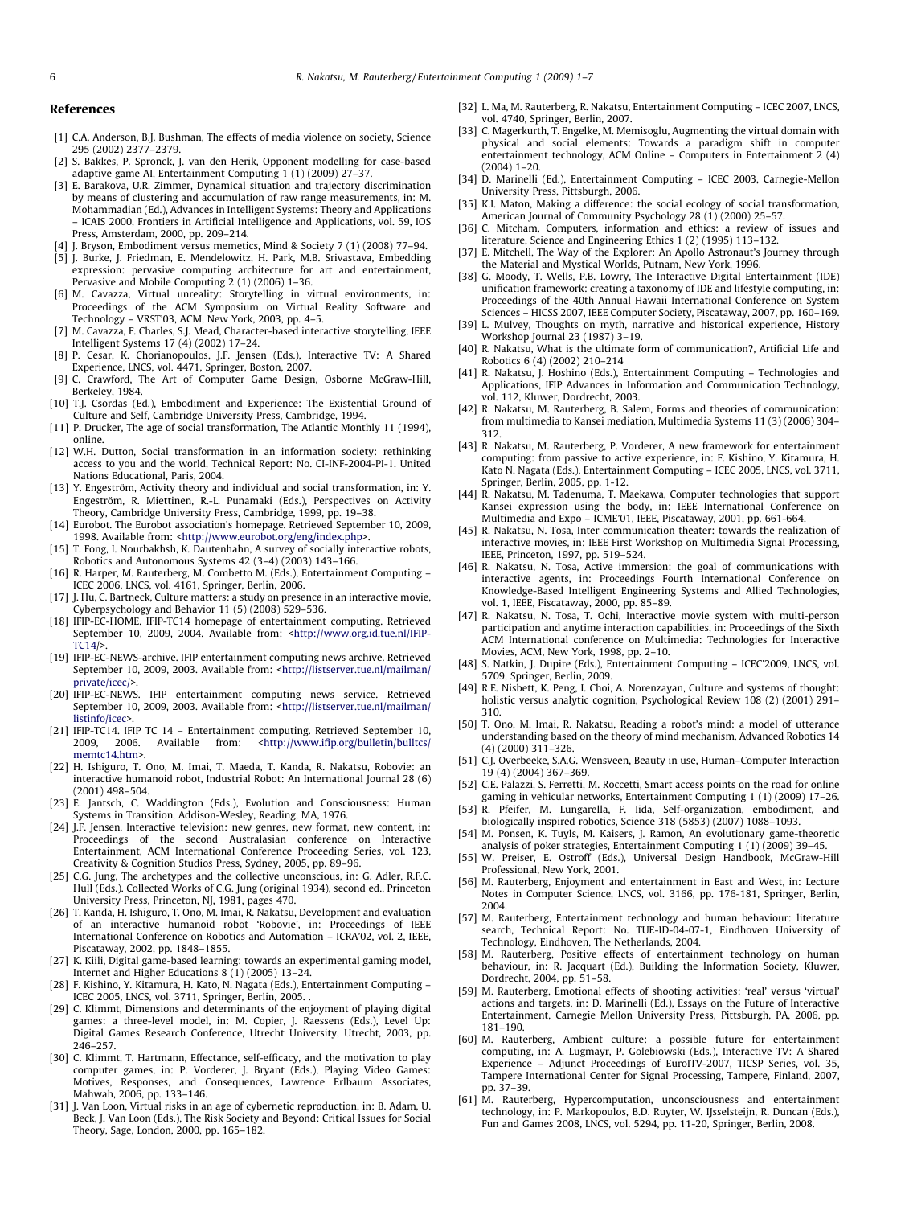## References

[1] C.A. Anderson, B.J. Bushman, The effects of media violence on society, Science 295 (2002) 2377–2379.

[2] S. Bakkes, P. Spronck, J. van den Herik, Opponent modelling for case-based adaptive game AI, Entertainment Computing 1 (1) (2009) 27–37.

[3] E. Barakova, U.R. Zimmer, Dynamical situation and trajectory discrimination by means of clustering and accumulation of raw range measurements, in: M. Mohammadian (Ed.), Advances in Intelligent Systems: Theory and Applications – ICAIS 2000, Frontiers in Artificial Intelligence and Applications, vol. 59, IOS Press, Amsterdam, 2000, pp. 209–214.

[4] J. Bryson, Embodiment versus memetics, Mind & Society 7 (1) (2008) 77–94.

[5] J. Burke, J. Friedman, E. Mendelowitz, H. Park, M.B. Srivastava, Embedding expression: pervasive computing architecture for art and entertainment, Pervasive and Mobile Computing 2 (1) (2006) 1–36.

[6] M. Cavazza, Virtual unreality: Storytelling in virtual environments, in: Proceedings of the ACM Symposium on Virtual Reality Software and Technology – VRST'03, ACM, New York, 2003, pp. 4–5.

[7] M. Cavazza, F. Charles, S.J. Mead, Character-based interactive storytelling, IEEE Intelligent Systems 17 (4) (2002) 17–24.

[8] P. Cesar, K. Chorianopoulos, J.F. Jensen (Eds.), Interactive TV: A Shared Experience, LNCS, vol. 4471, Springer, Boston, 2007.

[9] C. Crawford, The Art of Computer Game Design, Osborne McGraw-Hill, Berkeley, 1984.

[10] T.J. Csordas (Ed.), Embodiment and Experience: The Existential Ground of Culture and Self, Cambridge University Press, Cambridge, 1994.

[11] P. Drucker, The age of social transformation, The Atlantic Monthly 11 (1994), online.

[12] W.H. Dutton, Social transformation in an information society: rethinking access to you and the world, Technical Report: No. CI-INF-2004-PI-1. United Nations Educational, Paris, 2004.

[13] Y. Engeström, Activity theory and individual and social transformation, in: Y. Engeström, R. Miettinen, R.-L. Punamaki (Eds.), Perspectives on Activity Theory, Cambridge University Press, Cambridge, 1999, pp. 19–38.

[14] Eurobot. The Eurobot association's homepage. Retrieved September 10, 2009, 1998. Available from: <http://www.eurobot.org/eng/index.php>.

[15] T. Fong, I. Nourbakhsh, K. Dautenhahn, A survey of socially interactive robots, Robotics and Autonomous Systems 42 (3–4) (2003) 143–166.

[16] R. Harper, M. Rauterberg, M. Combetto M. (Eds.), Entertainment Computing – ICEC 2006, LNCS, vol. 4161, Springer, Berlin, 2006.

[17] J. Hu, C. Bartneck, Culture matters: a study on presence in an interactive movie, Cyberpsychology and Behavior 11 (5) (2008) 529–536.

[18] IFIP-EC-HOME. IFIP-TC14 homepage of entertainment computing. Retrieved September 10, 2009, 2004. Available from: <http://www.org.id.tue.nl/IFIP-TC14/>.

[19] IFIP-EC-NEWS-archive. IFIP entertainment computing news archive. Retrieved September 10, 2009, 2003. Available from: <http://listserver.tue.nl/mailman/private/icec/>.

[20] IFIP-EC-NEWS. IFIP entertainment computing news service. Retrieved September 10, 2009, 2003. Available from: <http://listserver.tue.nl/mailman/listinfo/icec>.

[21] IFIP-TC14. IFIP TC 14 – Entertainment computing. Retrieved September 10, 2009, 2006. Available from: <http://www.ifip.org/bulletin/bulltcs/memtc14.htm>.

[22] H. Ishiguro, T. Ono, M. Imai, T. Maeda, T. Kanda, R. Nakatsu, Robovie: an interactive humanoid robot, Industrial Robot: An International Journal 28 (6) (2001) 498–504.

[23] E. Jantsch, C. Waddington (Eds.), Evolution and Consciousness: Human Systems in Transition, Addison-Wesley, Reading, MA, 1976.

[24] J.F. Jensen, Interactive television: new genres, new format, new content, in: Proceedings of the second Australasian conference on Interactive Entertainment, ACM International Conference Proceeding Series, vol. 123, Creativity & Cognition Studios Press, Sydney, 2005, pp. 89–96.

[25] C.G. Jung, The archetypes and the collective unconscious, in: G. Adler, R.F.C. Hull (Eds.). Collected Works of C.G. Jung (original 1934), second ed., Princeton University Press, Princeton, NJ, 1981, pages 470.

[26] T. Kanda, H. Ishiguro, T. Ono, M. Imai, R. Nakatsu, Development and evaluation of an interactive humanoid robot 'Robovie', in: Proceedings of IEEE International Conference on Robotics and Automation – ICRA'02, vol. 2, IEEE, Piscataway, 2002, pp. 1848–1855.

[27] K. Kiili, Digital game-based learning: towards an experimental gaming model, Internet and Higher Educations 8 (1) (2005) 13–24.

[28] F. Kishino, Y. Kitamura, H. Kato, N. Nagata (Eds.), Entertainment Computing – ICEC 2005, LNCS, vol. 3711, Springer, Berlin, 2005. .

[29] C. Klimmt, Dimensions and determinants of the enjoyment of playing digital games: a three-level model, in: M. Copier, J. Raessens (Eds.), Level Up: Digital Games Research Conference, Utrecht University, Utrecht, 2003, pp. 246–257.

[30] C. Klimmt, T. Hartmann, Effectance, self-efficacy, and the motivation to play computer games, in: P. Vorderer, J. Bryant (Eds.), Playing Video Games: Motives, Responses, and Consequences, Lawrence Erlbaum Associates, Mahwah, 2006, pp. 133–146.

[31] J. Van Loon, Virtual risks in an age of cybernetic reproduction, in: B. Adam, U. Beck, J. Van Loon (Eds.), The Risk Society and Beyond: Critical Issues for Social Theory, Sage, London, 2000, pp. 165–182.

[32] L. Ma, M. Rauterberg, R. Nakatsu, Entertainment Computing – ICEC 2007, LNCS, vol. 4740, Springer, Berlin, 2007.

[33] C. Magerkurth, T. Engelke, M. Memisoglu, Augmenting the virtual domain with physical and social elements: Towards a paradigm shift in computer entertainment technology, ACM Online – Computers in Entertainment 2 (4) (2004) 1–20.

[34] D. Marinelli (Ed.), Entertainment Computing – ICEC 2003, Carnegie-Mellon University Press, Pittsburgh, 2006.

[35] K.I. Maton, Making a difference: the social ecology of social transformation, American Journal of Community Psychology 28 (1) (2000) 25–57.

[36] C. Mitcham, Computers, information and ethics: a review of issues and literature, Science and Engineering Ethics 1 (2) (1995) 113–132.

[37] E. Mitchell, The Way of the Explorer: An Apollo Astronaut's Journey through the Material and Mystical Worlds, Putnam, New York, 1996.

[38] G. Moody, T. Wells, P.B. Lowry, The Interactive Digital Entertainment (IDE) unification framework: creating a taxonomy of IDE and lifestyle computing, in: Proceedings of the 40th Annual Hawaii International Conference on System Sciences – HICSS 2007, IEEE Computer Society, Piscataway, 2007, pp. 160–169.

[39] L. Mulvey, Thoughts on myth, narrative and historical experience, History Workshop Journal 23 (1987) 3–19.

[40] R. Nakatsu, What is the ultimate form of communication?, Artificial Life and Robotics 6 (4) (2002) 210–214

[41] R. Nakatsu, J. Hoshino (Eds.), Entertainment Computing – Technologies and Applications, IFIP Advances in Information and Communication Technology, vol. 112, Kluwer, Dordrecht, 2003.

[42] R. Nakatsu, M. Rauterberg, B. Salem, Forms and theories of communication: from multimedia to Kansei mediation, Multimedia Systems 11 (3) (2006) 304–312.

[43] R. Nakatsu, M. Rauterberg, P. Vorderer, A new framework for entertainment computing: from passive to active experience, in: F. Kishino, Y. Kitamura, H. Kato N. Nagata (Eds.), Entertainment Computing – ICEC 2005, LNCS, vol. 3711, Springer, Berlin, 2005, pp. 1-12.

[44] R. Nakatsu, M. Tadenuma, T. Maekawa, Computer technologies that support Kansei expression using the body, in: IEEE International Conference on Multimedia and Expo – ICME'01, IEEE, Piscataway, 2001, pp. 661-664.

[45] R. Nakatsu, N. Tosa, Inter communication theater: towards the realization of interactive movies, in: IEEE First Workshop on Multimedia Signal Processing, IEEE, Princeton, 1997, pp. 519–524.

[46] R. Nakatsu, N. Tosa, Active immersion: the goal of communications with interactive agents, in: Proceedings Fourth International Conference on Knowledge-Based Intelligent Engineering Systems and Allied Technologies, vol. 1, IEEE, Piscataway, 2000, pp. 85–89.

[47] R. Nakatsu, N. Tosa, T. Ochi, Interactive movie system with multi-person participation and anytime interaction capabilities, in: Proceedings of the Sixth ACM International conference on Multimedia: Technologies for Interactive Movies, ACM, New York, 1998, pp. 2–10.

[48] S. Natkin, J. Dupire (Eds.), Entertainment Computing – ICEC'2009, LNCS, vol. 5709, Springer, Berlin, 2009.

[49] R.E. Nisbett, K. Peng, I. Choi, A. Norenzayan, Culture and systems of thought: holistic versus analytic cognition, Psychological Review 108 (2) (2001) 291–310.

[50] T. Ono, M. Imai, R. Nakatsu, Reading a robot's mind: a model of utterance understanding based on the theory of mind mechanism, Advanced Robotics 14 (4) (2000) 311–326.

[51] C.J. Overbeeke, S.A.G. Wensveen, Beauty in use, Human–Computer Interaction 19 (4) (2004) 367–369.

[52] C.E. Palazzi, S. Ferretti, M. Roccetti, Smart access points on the road for online gaming in vehicular networks, Entertainment Computing 1 (1) (2009) 17–26.

[53] R. Pfeifer, M. Lungarella, F. Iida, Self-organization, embodiment, and biologically inspired robotics, Science 318 (5853) (2007) 1088–1093.

[54] M. Ponsen, K. Tuyls, M. Kaisers, J. Ramon, An evolutionary game-theoretic analysis of poker strategies, Entertainment Computing 1 (1) (2009) 39–45.

[55] W. Preiser, E. Ostroff (Eds.), Universal Design Handbook, McGraw-Hill Professional, New York, 2001.

[56] M. Rauterberg, Enjoyment and entertainment in East and West, in: Lecture Notes in Computer Science, LNCS, vol. 3166, pp. 176-181, Springer, Berlin, 2004.

[57] M. Rauterberg, Entertainment technology and human behaviour: literature search, Technical Report: No. TUE-ID-04-07-1, Eindhoven University of Technology, Eindhoven, The Netherlands, 2004.

[58] M. Rauterberg, Positive effects of entertainment technology on human behaviour, in: R. Jacquart (Ed.), Building the Information Society, Kluwer, Dordrecht, 2004, pp. 51–58.

[59] M. Rauterberg, Emotional effects of shooting activities: 'real' versus 'virtual' actions and targets, in: D. Marinelli (Ed.), Essays on the Future of Interactive Entertainment, Carnegie Mellon University Press, Pittsburgh, PA, 2006, pp. 181–190.

[60] M. Rauterberg, Ambient culture: a possible future for entertainment computing, in: A. Lugmayr, P. Golebiowski (Eds.), Interactive TV: A Shared Experience – Adjunct Proceedings of EuroITV-2007, TICSP Series, vol. 35, Tampere International Center for Signal Processing, Tampere, Finland, 2007, pp. 37–39.

[61] M. Rauterberg, Hypercomputation, unconsciousness and entertainment technology, in: P. Markopoulos, B.D. Ruyter, W. IJsselsteijn, R. Duncan (Eds.), Fun and Games 2008, LNCS, vol. 5294, pp. 11-20, Springer, Berlin, 2008.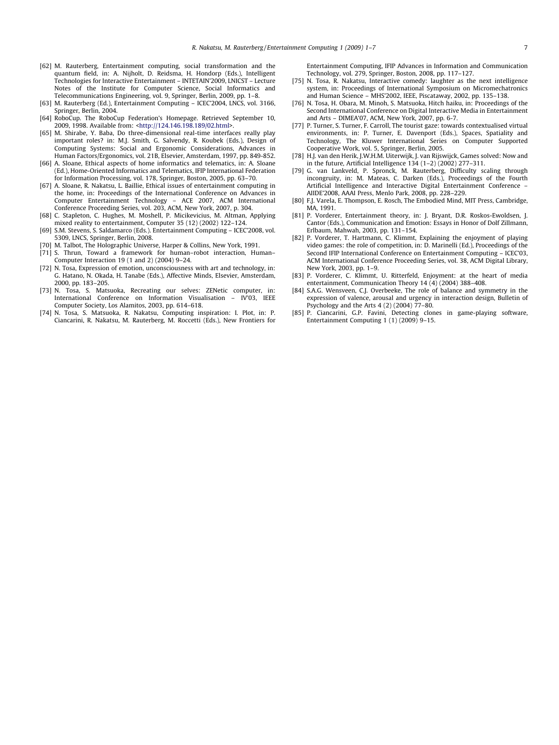[62] M. Rauterberg, Entertainment computing, social transformation and the quantum field, in: A. Nijholt, D. Reidsma, H. Hondorp (Eds.), Intelligent Technologies for Interactive Entertainment – INTETAIN'2009, LNICST – Lecture Notes of the Institute for Computer Science, Social Informatics and Telecommunications Engineering, vol. 9, Springer, Berlin, 2009, pp. 1–8.

[63] M. Rauterberg (Ed.), Entertainment Computing – ICEC'2004, LNCS, vol. 3166, Springer, Berlin, 2004.

[64] RoboCup. The RoboCup Federation's Homepage. Retrieved September 10, 2009, 1998. Available from: <http://124.146.198.189/02.html>.

[65] M. Shirabe, Y. Baba, Do three-dimensional real-time interfaces really play important roles? in: M.J. Smith, G. Salvendy, R. Koubek (Eds.), Design of Computing Systems: Social and Ergonomic Considerations, Advances in Human Factors/Ergonomics, vol. 21B, Elsevier, Amsterdam, 1997, pp. 849-852.

[66] A. Sloane, Ethical aspects of home informatics and telematics, in: A. Sloane (Ed.), Home-Oriented Informatics and Telematics, IFIP International Federation for Information Processing, vol. 178, Springer, Boston, 2005, pp. 63–70.

[67] A. Sloane, R. Nakatsu, L. Baillie, Ethical issues of entertainment computing in the home, in: Proceedings of the International Conference on Advances in Computer Entertainment Technology – ACE 2007, ACM International Conference Proceeding Series, vol. 203, ACM, New York, 2007, p. 304.

[68] C. Stapleton, C. Hughes, M. Moshell, P. Micikevicius, M. Altman, Applying mixed reality to entertainment, Computer 35 (12) (2002) 122–124.

[69] S.M. Stevens, S. Saldamarco (Eds.). Entertainment Computing – ICEC'2008, vol. 5309, LNCS, Springer, Berlin, 2008.

[70] M. Talbot, The Holographic Universe, Harper & Collins, New York, 1991.

[71] S. Thrun, Toward a framework for human–robot interaction, Human–Computer Interaction 19 (1 and 2) (2004) 9–24.

[72] N. Tosa, Expression of emotion, unconsciousness with art and technology, in: G. Hatano, N. Okada, H. Tanabe (Eds.), Affective Minds, Elsevier, Amsterdam, 2000, pp. 183–205.

[73] N. Tosa, S. Matsuoka, Recreating our selves: ZENetic computer, in: International Conference on Information Visualisation – IV'03, IEEE Computer Society, Los Alamitos, 2003, pp. 614–618.

[74] N. Tosa, S. Matsuoka, R. Nakatsu, Computing inspiration: I. Plot, in: P. Ciancarini, R. Nakatsu, M. Rauterberg, M. Roccetti (Eds.), New Frontiers for Entertainment Computing, IFIP Advances in Information and Communication Technology, vol. 279, Springer, Boston, 2008, pp. 117–127.

[75] N. Tosa, R. Nakatsu, Interactive comedy: laughter as the next intelligence system, in: Proceedings of International Symposium on Micromechatronics and Human Science – MHS'2002, IEEE, Piscataway, 2002, pp. 135–138.

[76] N. Tosa, H. Obara, M. Minoh, S. Matsuoka, Hitch haiku, in: Proceedings of the Second International Conference on Digital Interactive Media in Entertainment and Arts – DIMEA'07, ACM, New York, 2007, pp. 6-7.

[77] P. Turner, S. Turner, F. Carroll, The tourist gaze: towards contextualised virtual environments, in: P. Turner, E. Davenport (Eds.), Spaces, Spatiality and Technology, The Kluwer International Series on Computer Supported Cooperative Work, vol. 5, Springer, Berlin, 2005.

[78] H.J. van den Herik, J.W.H.M. Uiterwijk, J. van Rijswijck, Games solved: Now and in the future, Artificial Intelligence 134 (1–2) (2002) 277–311.

[79] G. van Lankveld, P. Spronck, M. Rauterberg, Difficulty scaling through incongruity, in: M. Mateas, C. Darken (Eds.), Proceedings of the Fourth Artificial Intelligence and Interactive Digital Entertainment Conference – AIIDE'2008, AAAI Press, Menlo Park, 2008, pp. 228–229.

[80] F.J. Varela, E. Thompson, E. Rosch, The Embodied Mind, MIT Press, Cambridge, MA, 1991.

[81] P. Vorderer, Entertainment theory, in: J. Bryant, D.R. Roskos-Ewoldsen, J. Cantor (Eds.), Communication and Emotion: Essays in Honor of Dolf Zillmann, Erlbaum, Mahwah, 2003, pp. 131–154.

[82] P. Vorderer, T. Hartmann, C. Klimmt, Explaining the enjoyment of playing video games: the role of competition, in: D. Marinelli (Ed.), Proceedings of the Second IFIP International Conference on Entertainment Computing – ICEC'03, ACM International Conference Proceeding Series, vol. 38, ACM Digital Library, New York, 2003, pp. 1–9.

[83] P. Vorderer, C. Klimmt, U. Ritterfeld, Enjoyment: at the heart of media entertainment, Communication Theory 14 (4) (2004) 388–408.

[84] S.A.G. Wensveen, C.J. Overbeeke, The role of balance and symmetry in the expression of valence, arousal and urgency in interaction design, Bulletin of Psychology and the Arts 4 (2) (2004) 77–80.

[85] P. Ciancarini, G.P. Favini, Detecting clones in game-playing software, Entertainment Computing 1 (1) (2009) 9–15.